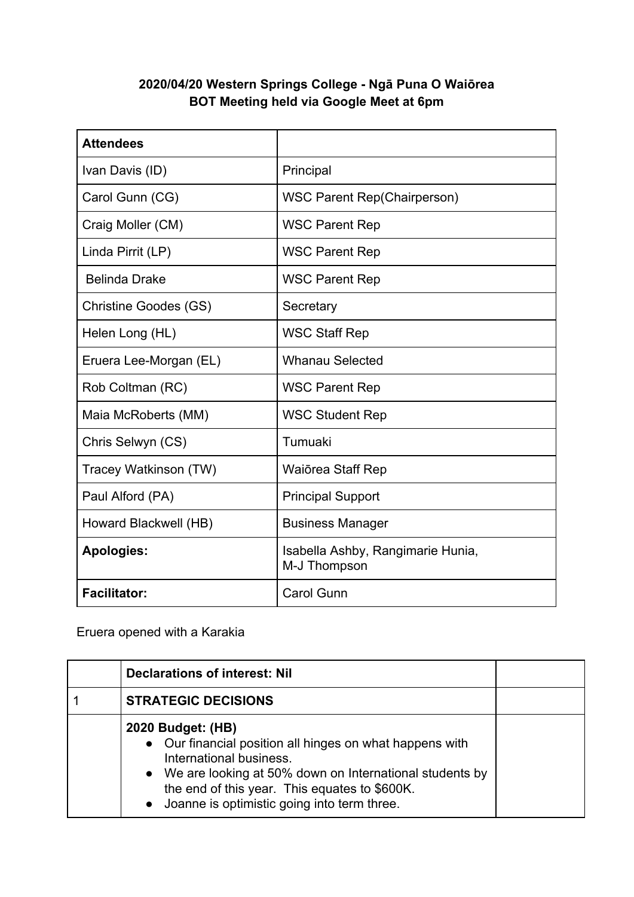**2020/04/20 Western Springs College - Ngā Puna O Waiōrea**
**BOT Meeting held via Google Meet at 6pm**

| **Attendees** | |
|---|---|
| Ivan Davis (ID) | Principal |
| Carol Gunn (CG) | WSC Parent Rep(Chairperson) |
| Craig Moller (CM) | WSC Parent Rep |
| Linda Pirrit (LP) | WSC Parent Rep |
| Belinda Drake | WSC Parent Rep |
| Christine Goodes (GS) | Secretary |
| Helen Long (HL) | WSC Staff Rep |
| Eruera Lee-Morgan (EL) | Whanau Selected |
| Rob Coltman (RC) | WSC Parent Rep |
| Maia McRoberts (MM) | WSC Student Rep |
| Chris Selwyn (CS) | Tumuaki |
| Tracey Watkinson (TW) | Waiōrea Staff Rep |
| Paul Alford (PA) | Principal Support |
| Howard Blackwell (HB) | Business Manager |
| **Apologies:** | Isabella Ashby, Rangimarie Hunia, M-J Thompson |
| **Facilitator:** | Carol Gunn |

Eruera opened with a Karakia

| | **Declarations of interest: Nil** | |
|---|---|---|
| 1 | **STRATEGIC DECISIONS** | |
| | **2020 Budget: (HB)**<br>• Our financial position all hinges on what happens with International business.<br>• We are looking at 50% down on International students by the end of this year. This equates to $600K.<br>• Joanne is optimistic going into term three. | |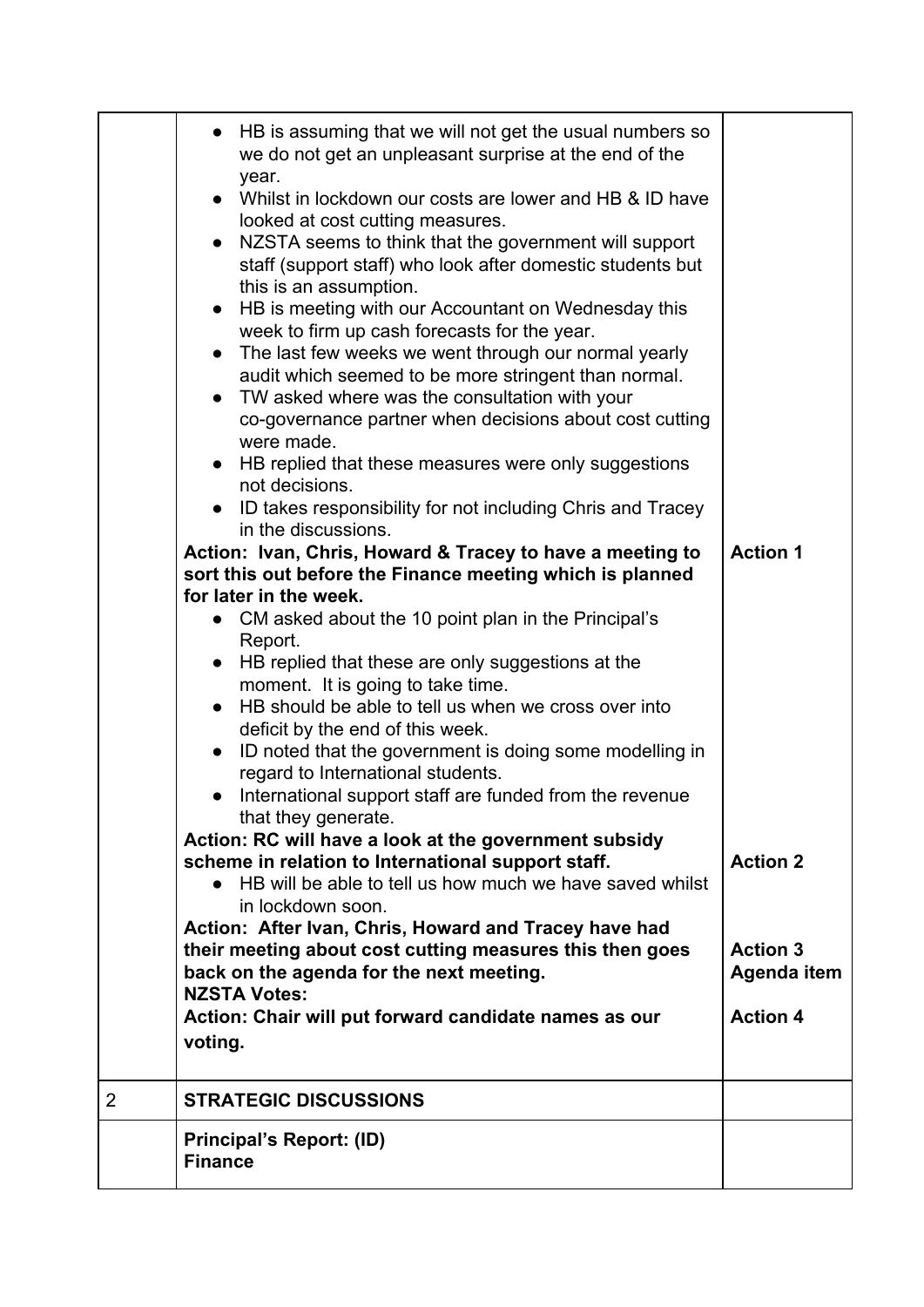| | | |
|---|---|---|
| | • HB is assuming that we will not get the usual numbers so we do not get an unpleasant surprise at the end of the year.<br>• Whilst in lockdown our costs are lower and HB & ID have looked at cost cutting measures.<br>• NZSTA seems to think that the government will support staff (support staff) who look after domestic students but this is an assumption.<br>• HB is meeting with our Accountant on Wednesday this week to firm up cash forecasts for the year.<br>• The last few weeks we went through our normal yearly audit which seemed to be more stringent than normal.<br>• TW asked where was the consultation with your co-governance partner when decisions about cost cutting were made.<br>• HB replied that these measures were only suggestions not decisions.<br>• ID takes responsibility for not including Chris and Tracey in the discussions.<br>**Action: Ivan, Chris, Howard & Tracey to have a meeting to sort this out before the Finance meeting which is planned for later in the week.**<br>• CM asked about the 10 point plan in the Principal's Report.<br>• HB replied that these are only suggestions at the moment. It is going to take time.<br>• HB should be able to tell us when we cross over into deficit by the end of this week.<br>• ID noted that the government is doing some modelling in regard to International students.<br>• International support staff are funded from the revenue that they generate.<br>**Action: RC will have a look at the government subsidy scheme in relation to International support staff.**<br>• HB will be able to tell us how much we have saved whilst in lockdown soon.<br>**Action: After Ivan, Chris, Howard and Tracey have had their meeting about cost cutting measures this then goes back on the agenda for the next meeting.**<br>**NZSTA Votes:**<br>**Action: Chair will put forward candidate names as our voting.** | **Action 1**<br><br>**Action 2**<br><br>**Action 3**<br>**Agenda item**<br><br>**Action 4** |
| 2 | **STRATEGIC DISCUSSIONS** | |
| | **Principal's Report: (ID)**<br>**Finance** | |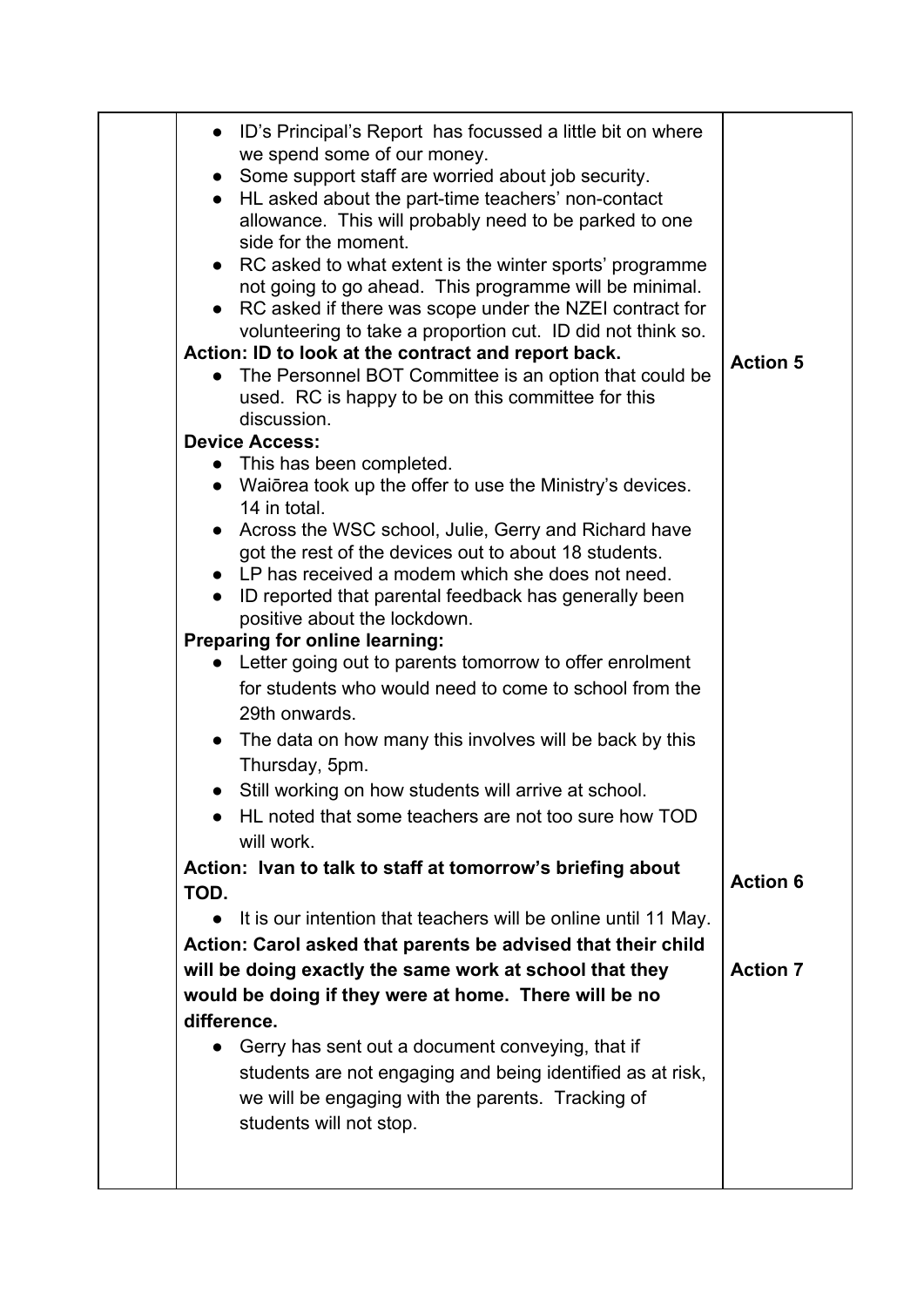| | | |
|---|---|---|
| | • ID's Principal's Report has focussed a little bit on where we spend some of our money.<br>• Some support staff are worried about job security.<br>• HL asked about the part-time teachers' non-contact allowance. This will probably need to be parked to one side for the moment.<br>• RC asked to what extent is the winter sports' programme not going to go ahead. This programme will be minimal.<br>• RC asked if there was scope under the NZEI contract for volunteering to take a proportion cut. ID did not think so.<br>**Action: ID to look at the contract and report back.**<br>• The Personnel BOT Committee is an option that could be used. RC is happy to be on this committee for this discussion.<br>**Device Access:**<br>• This has been completed.<br>• Waiōrea took up the offer to use the Ministry's devices. 14 in total.<br>• Across the WSC school, Julie, Gerry and Richard have got the rest of the devices out to about 18 students.<br>• LP has received a modem which she does not need.<br>• ID reported that parental feedback has generally been positive about the lockdown.<br>**Preparing for online learning:**<br>• Letter going out to parents tomorrow to offer enrolment for students who would need to come to school from the 29th onwards.<br>• The data on how many this involves will be back by this Thursday, 5pm.<br>• Still working on how students will arrive at school.<br>• HL noted that some teachers are not too sure how TOD will work.<br>**Action: Ivan to talk to staff at tomorrow's briefing about TOD.**<br>• It is our intention that teachers will be online until 11 May.<br>**Action: Carol asked that parents be advised that their child will be doing exactly the same work at school that they would be doing if they were at home. There will be no difference.**<br>• Gerry has sent out a document conveying, that if students are not engaging and being identified as at risk, we will be engaging with the parents. Tracking of students will not stop. | **Action 5**<br><br>**Action 6**<br><br>**Action 7** |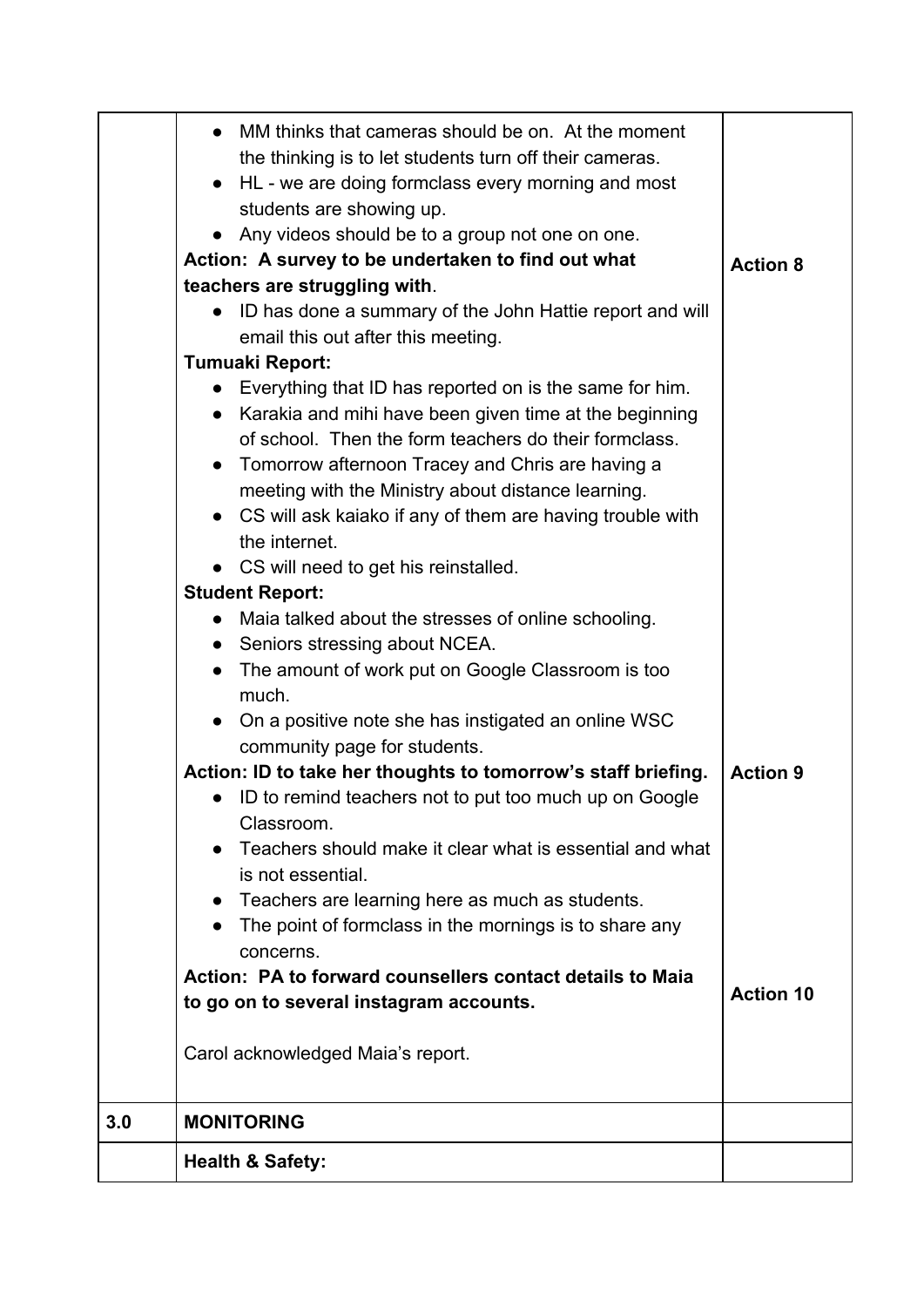| | | |
|---|---|---|
| | • MM thinks that cameras should be on. At the moment the thinking is to let students turn off their cameras.<br>• HL - we are doing formclass every morning and most students are showing up.<br>• Any videos should be to a group not one on one.<br>**Action: A survey to be undertaken to find out what teachers are struggling with**.<br>• ID has done a summary of the John Hattie report and will email this out after this meeting.<br>**Tumuaki Report:**<br>• Everything that ID has reported on is the same for him.<br>• Karakia and mihi have been given time at the beginning of school. Then the form teachers do their formclass.<br>• Tomorrow afternoon Tracey and Chris are having a meeting with the Ministry about distance learning.<br>• CS will ask kaiako if any of them are having trouble with the internet.<br>• CS will need to get his reinstalled.<br>**Student Report:**<br>• Maia talked about the stresses of online schooling.<br>• Seniors stressing about NCEA.<br>• The amount of work put on Google Classroom is too much.<br>• On a positive note she has instigated an online WSC community page for students.<br>**Action: ID to take her thoughts to tomorrow's staff briefing.**<br>• ID to remind teachers not to put too much up on Google Classroom.<br>• Teachers should make it clear what is essential and what is not essential.<br>• Teachers are learning here as much as students.<br>• The point of formclass in the mornings is to share any concerns.<br>**Action: PA to forward counsellers contact details to Maia to go on to several instagram accounts.**<br><br>Carol acknowledged Maia's report. | **Action 8**<br><br>**Action 9**<br><br>**Action 10** |
| **3.0** | **MONITORING** | |
| | **Health & Safety:** | |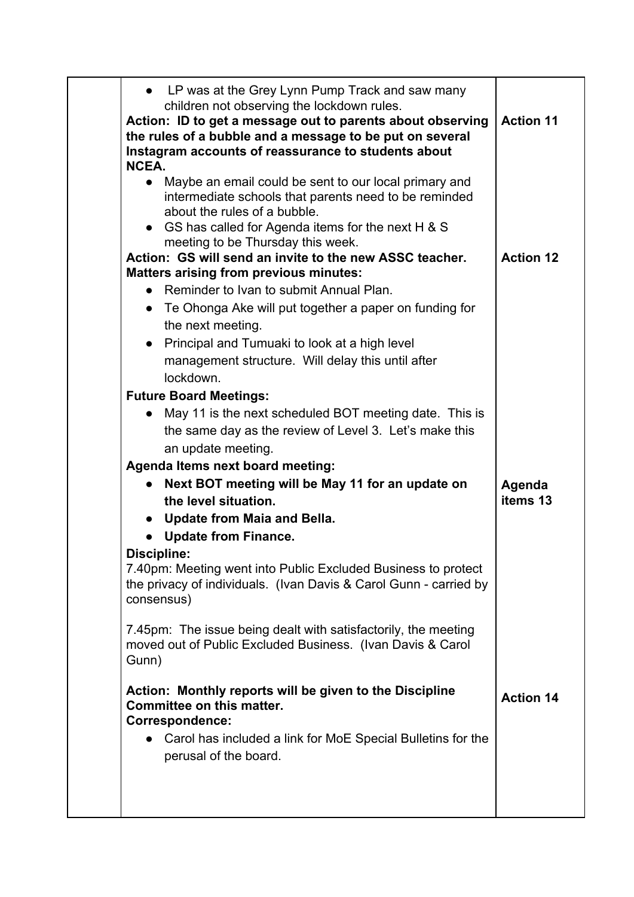| | | |
|---|---|---|
| | • LP was at the Grey Lynn Pump Track and saw many children not observing the lockdown rules.<br>**Action: ID to get a message out to parents about observing the rules of a bubble and a message to be put on several Instagram accounts of reassurance to students about NCEA.**<br>• Maybe an email could be sent to our local primary and intermediate schools that parents need to be reminded about the rules of a bubble.<br>• GS has called for Agenda items for the next H & S meeting to be Thursday this week.<br>**Action: GS will send an invite to the new ASSC teacher.**<br>**Matters arising from previous minutes:**<br>• Reminder to Ivan to submit Annual Plan.<br>• Te Ohonga Ake will put together a paper on funding for the next meeting.<br>• Principal and Tumuaki to look at a high level management structure. Will delay this until after lockdown.<br>**Future Board Meetings:**<br>• May 11 is the next scheduled BOT meeting date. This is the same day as the review of Level 3. Let's make this an update meeting.<br>**Agenda Items next board meeting:**<br>• **Next BOT meeting will be May 11 for an update on the level situation.**<br>• **Update from Maia and Bella.**<br>• **Update from Finance.**<br>**Discipline:**<br>7.40pm: Meeting went into Public Excluded Business to protect the privacy of individuals. (Ivan Davis & Carol Gunn - carried by consensus)<br><br>7.45pm: The issue being dealt with satisfactorily, the meeting moved out of Public Excluded Business. (Ivan Davis & Carol Gunn)<br><br>**Action: Monthly reports will be given to the Discipline Committee on this matter.**<br>**Correspondence:**<br>• Carol has included a link for MoE Special Bulletins for the perusal of the board. | **Action 11**<br><br>**Action 12**<br><br>**Agenda items 13**<br><br>**Action 14** |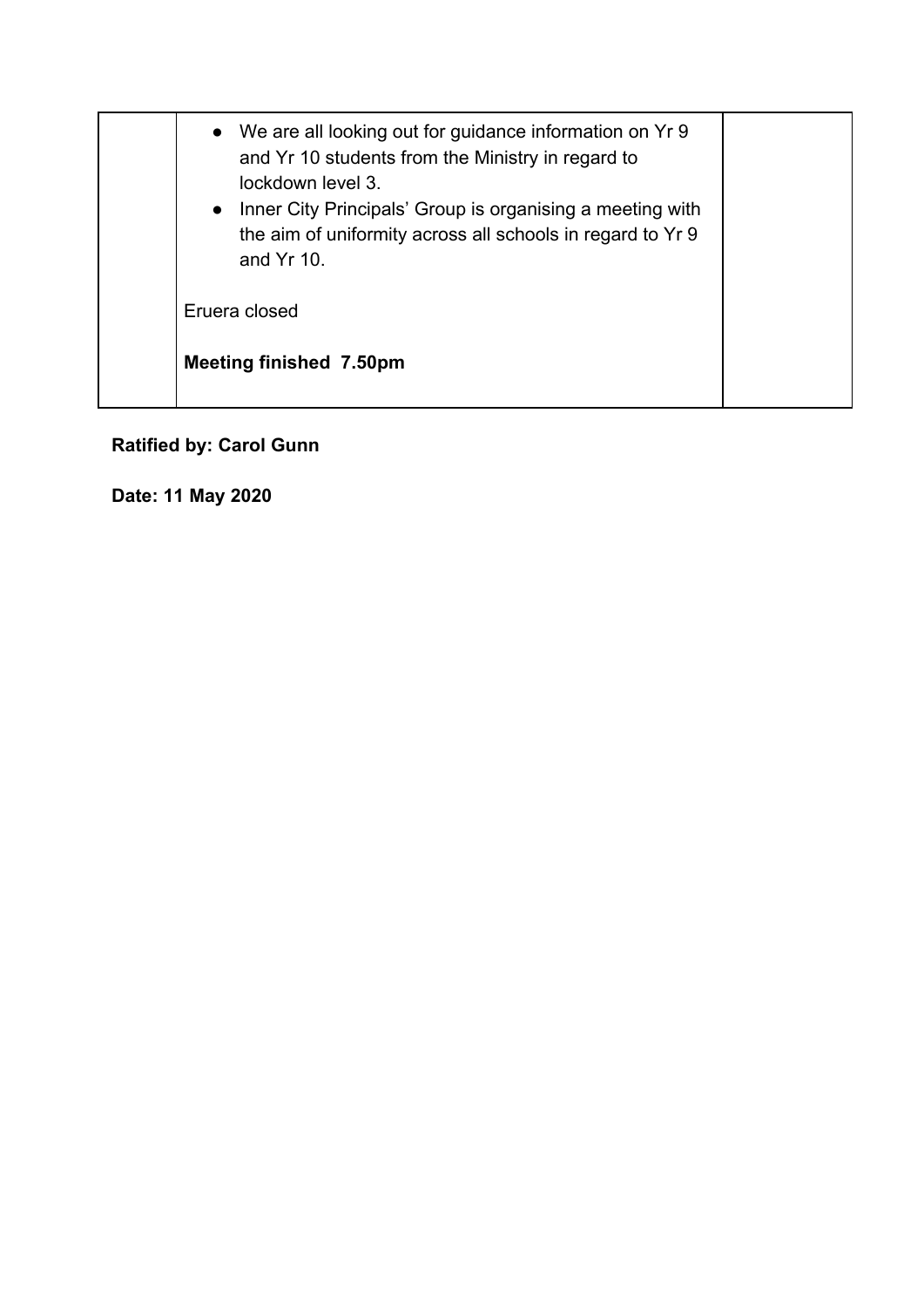| | | |
|---|---|---|
| | • We are all looking out for guidance information on Yr 9 and Yr 10 students from the Ministry in regard to lockdown level 3.<br>• Inner City Principals' Group is organising a meeting with the aim of uniformity across all schools in regard to Yr 9 and Yr 10.<br><br>Eruera closed<br><br>**Meeting finished 7.50pm** | |

**Ratified by: Carol Gunn**

**Date: 11 May 2020**